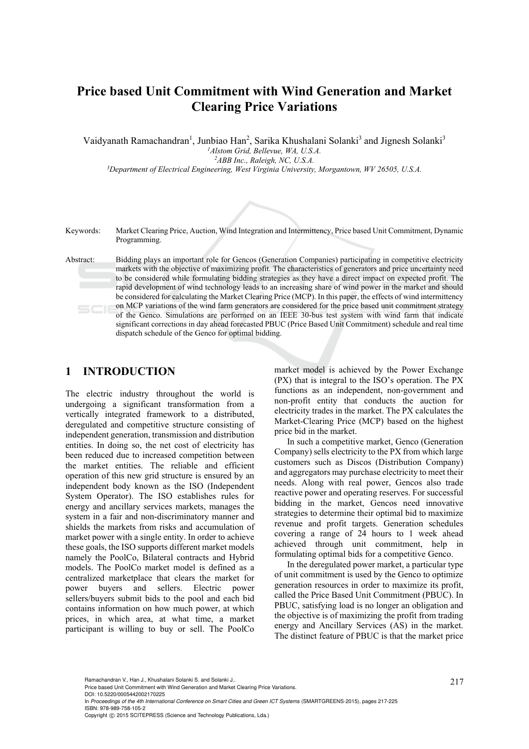# Price based Unit Commitment with Wind Generation and Market Clearing Price Variations

Vaidyanath Ramachandran[1], Junbiao Han[2], Sarika Khushalani Solanki[3] and Jignesh Solanki[3]

[1]*Alstom Grid, Bellevue, WA, U.S.A.*
[2]*ABB Inc., Raleigh, NC, U.S.A.*
[3]*Department of Electrical Engineering, West Virginia University, Morgantown, WV 26505, U.S.A.*

Keywords: Market Clearing Price, Auction, Wind Integration and Intermittency, Price based Unit Commitment, Dynamic Programming.

Abstract: Bidding plays an important role for Gencos (Generation Companies) participating in competitive electricity markets with the objective of maximizing profit. The characteristics of generators and price uncertainty need to be considered while formulating bidding strategies as they have a direct impact on expected profit. The rapid development of wind technology leads to an increasing share of wind power in the market and should be considered for calculating the Market Clearing Price (MCP). In this paper, the effects of wind intermittency on MCP variations of the wind farm generators are considered for the price based unit commitment strategy of the Genco. Simulations are performed on an IEEE 30-bus test system with wind farm that indicate significant corrections in day ahead forecasted PBUC (Price Based Unit Commitment) schedule and real time dispatch schedule of the Genco for optimal bidding.

## 1 INTRODUCTION

The electric industry throughout the world is undergoing a significant transformation from a vertically integrated framework to a distributed, deregulated and competitive structure consisting of independent generation, transmission and distribution entities. In doing so, the net cost of electricity has been reduced due to increased competition between the market entities. The reliable and efficient operation of this new grid structure is ensured by an independent body known as the ISO (Independent System Operator). The ISO establishes rules for energy and ancillary services markets, manages the system in a fair and non-discriminatory manner and shields the markets from risks and accumulation of market power with a single entity. In order to achieve these goals, the ISO supports different market models namely the PoolCo, Bilateral contracts and Hybrid models. The PoolCo market model is defined as a centralized marketplace that clears the market for power buyers and sellers. Electric power sellers/buyers submit bids to the pool and each bid contains information on how much power, at which prices, in which area, at what time, a market participant is willing to buy or sell. The PoolCo market model is achieved by the Power Exchange (PX) that is integral to the ISO's operation. The PX functions as an independent, non-government and non-profit entity that conducts the auction for electricity trades in the market. The PX calculates the Market-Clearing Price (MCP) based on the highest price bid in the market.

In such a competitive market, Genco (Generation Company) sells electricity to the PX from which large customers such as Discos (Distribution Company) and aggregators may purchase electricity to meet their needs. Along with real power, Gencos also trade reactive power and operating reserves. For successful bidding in the market, Gencos need innovative strategies to determine their optimal bid to maximize revenue and profit targets. Generation schedules covering a range of 24 hours to 1 week ahead achieved through unit commitment, help in formulating optimal bids for a competitive Genco.

In the deregulated power market, a particular type of unit commitment is used by the Genco to optimize generation resources in order to maximize its profit, called the Price Based Unit Commitment (PBUC). In PBUC, satisfying load is no longer an obligation and the objective is of maximizing the profit from trading energy and Ancillary Services (AS) in the market. The distinct feature of PBUC is that the market price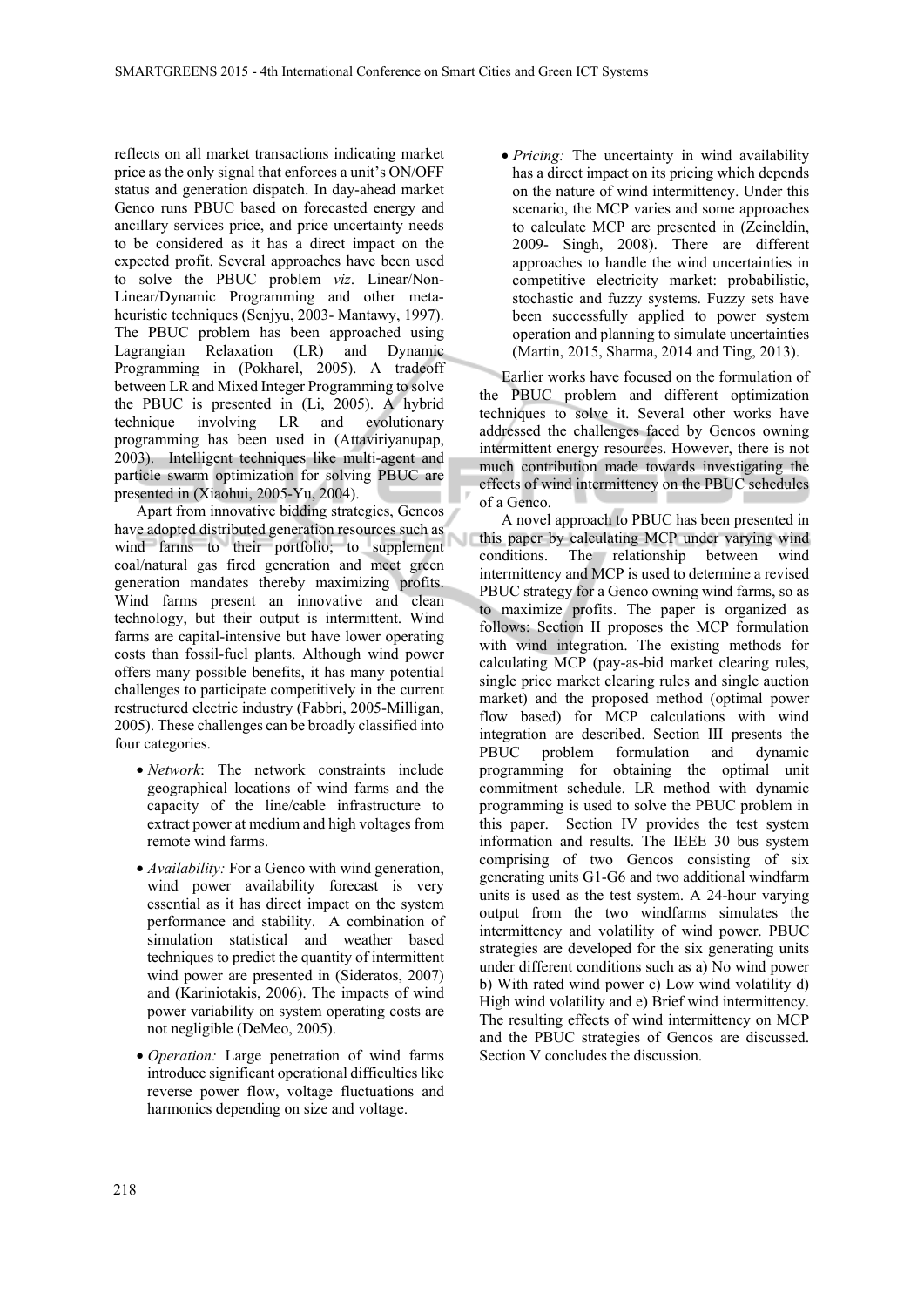reflects on all market transactions indicating market price as the only signal that enforces a unit's ON/OFF status and generation dispatch. In day-ahead market Genco runs PBUC based on forecasted energy and ancillary services price, and price uncertainty needs to be considered as it has a direct impact on the expected profit. Several approaches have been used to solve the PBUC problem *viz*. Linear/Non-Linear/Dynamic Programming and other meta-heuristic techniques (Senjyu, 2003- Mantawy, 1997). The PBUC problem has been approached using Lagrangian Relaxation (LR) and Dynamic Programming in (Pokharel, 2005). A tradeoff between LR and Mixed Integer Programming to solve the PBUC is presented in (Li, 2005). A hybrid technique involving LR and evolutionary programming has been used in (Attaviriyanupap, 2003). Intelligent techniques like multi-agent and particle swarm optimization for solving PBUC are presented in (Xiaohui, 2005-Yu, 2004).

Apart from innovative bidding strategies, Gencos have adopted distributed generation resources such as wind farms to their portfolio; to supplement coal/natural gas fired generation and meet green generation mandates thereby maximizing profits. Wind farms present an innovative and clean technology, but their output is intermittent. Wind farms are capital-intensive but have lower operating costs than fossil-fuel plants. Although wind power offers many possible benefits, it has many potential challenges to participate competitively in the current restructured electric industry (Fabbri, 2005-Milligan, 2005). These challenges can be broadly classified into four categories.

- *Network*: The network constraints include geographical locations of wind farms and the capacity of the line/cable infrastructure to extract power at medium and high voltages from remote wind farms.
- *Availability:* For a Genco with wind generation, wind power availability forecast is very essential as it has direct impact on the system performance and stability. A combination of simulation statistical and weather based techniques to predict the quantity of intermittent wind power are presented in (Sideratos, 2007) and (Kariniotakis, 2006). The impacts of wind power variability on system operating costs are not negligible (DeMeo, 2005).
- *Operation:* Large penetration of wind farms introduce significant operational difficulties like reverse power flow, voltage fluctuations and harmonics depending on size and voltage.
- *Pricing:* The uncertainty in wind availability has a direct impact on its pricing which depends on the nature of wind intermittency. Under this scenario, the MCP varies and some approaches to calculate MCP are presented in (Zeineldin, 2009- Singh, 2008). There are different approaches to handle the wind uncertainties in competitive electricity market: probabilistic, stochastic and fuzzy systems. Fuzzy sets have been successfully applied to power system operation and planning to simulate uncertainties (Martin, 2015, Sharma, 2014 and Ting, 2013).

Earlier works have focused on the formulation of the PBUC problem and different optimization techniques to solve it. Several other works have addressed the challenges faced by Gencos owning intermittent energy resources. However, there is not much contribution made towards investigating the effects of wind intermittency on the PBUC schedules of a Genco.

A novel approach to PBUC has been presented in this paper by calculating MCP under varying wind conditions. The relationship between wind intermittency and MCP is used to determine a revised PBUC strategy for a Genco owning wind farms, so as to maximize profits. The paper is organized as follows: Section II proposes the MCP formulation with wind integration. The existing methods for calculating MCP (pay-as-bid market clearing rules, single price market clearing rules and single auction market) and the proposed method (optimal power flow based) for MCP calculations with wind integration are described. Section III presents the PBUC problem formulation and dynamic programming for obtaining the optimal unit commitment schedule. LR method with dynamic programming is used to solve the PBUC problem in this paper. Section IV provides the test system information and results. The IEEE 30 bus system comprising of two Gencos consisting of six generating units G1-G6 and two additional windfarm units is used as the test system. A 24-hour varying output from the two windfarms simulates the intermittency and volatility of wind power. PBUC strategies are developed for the six generating units under different conditions such as a) No wind power b) With rated wind power c) Low wind volatility d) High wind volatility and e) Brief wind intermittency. The resulting effects of wind intermittency on MCP and the PBUC strategies of Gencos are discussed. Section V concludes the discussion.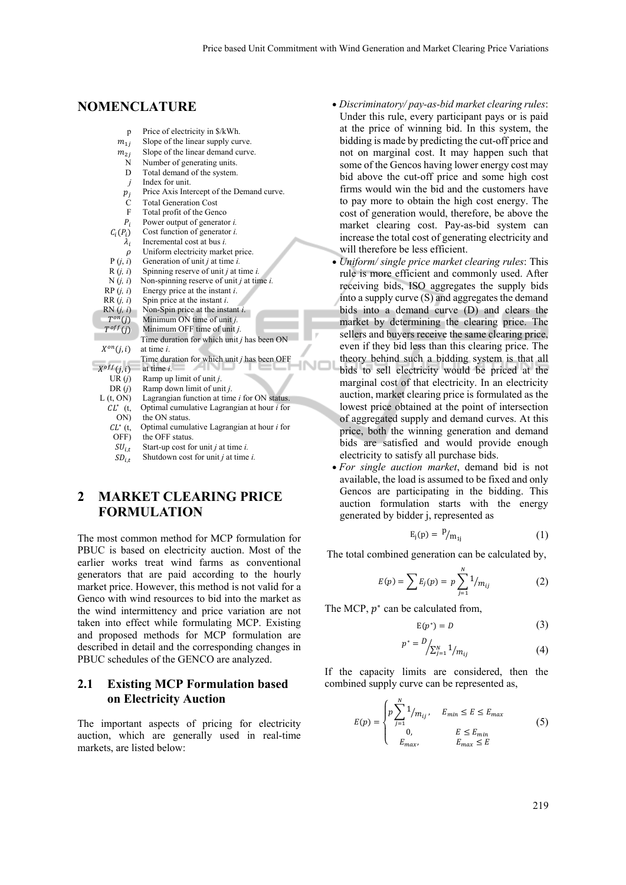## NOMENCLATURE

| | |
|---|---|
| p | Price of electricity in \$/kWh. |
| $m_{1j}$ | Slope of the linear supply curve. |
| $m_{2j}$ | Slope of the linear demand curve. |
| N | Number of generating units. |
| D | Total demand of the system. |
| $j$ | Index for unit. |
| $p_j$ | Price Axis Intercept of the Demand curve. |
| C | Total Generation Cost |
| F | Total profit of the Genco |
| $P_i$ | Power output of generator *i.* |
| $C_i(P_i)$ | Cost function of generator *i.* |
| $\lambda_i$ | Incremental cost at bus *i.* |
| $\rho$ | Uniform electricity market price. |
| P (*j*, *i*) | Generation of unit *j* at time *i.* |
| R (*j*, *i*) | Spinning reserve of unit *j* at time *i.* |
| N (*j*, *i*) | Non-spinning reserve of unit *j* at time *i.* |
| RP (*j*, *i*) | Energy price at the instant *i*. |
| RR (*j*, *i*) | Spin price at the instant *i*. |
| RN (*j*, *i*) | Non-Spin price at the instant *i*. |
| $T^{on}(j)$ | Minimum ON time of unit *j.* |
| $T^{off}(j)$ | Minimum OFF time of unit *j.* |
| $X^{on}(j,i)$ | Time duration for which unit *j* has been ON at time *i*. |
| $X^{off}(j,i)$ | Time duration for which unit *j* has been OFF at time *i*. |
| UR (*j*) | Ramp up limit of unit *j*. |
| DR (*j*) | Ramp down limit of unit *j*. |
| L (t, ON) | Lagrangian function at time *i* for ON status. |
| $CL^*$ (t, ON) | Optimal cumulative Lagrangian at hour *i* for the ON status. |
| $CL^*$ (t, OFF) | Optimal cumulative Lagrangian at hour *i* for the OFF status. |
| $SU_{i,t}$ | Start-up cost for unit *j* at time *i.* |
| $SD_{i,t}$ | Shutdown cost for unit *j* at time *i.* |

## 2 MARKET CLEARING PRICE FORMULATION

The most common method for MCP formulation for PBUC is based on electricity auction. Most of the earlier works treat wind farms as conventional generators that are paid according to the hourly market price. However, this method is not valid for a Genco with wind resources to bid into the market as the wind intermittency and price variation are not taken into effect while formulating MCP. Existing and proposed methods for MCP formulation are described in detail and the corresponding changes in PBUC schedules of the GENCO are analyzed.

### 2.1 Existing MCP Formulation based on Electricity Auction

The important aspects of pricing for electricity auction, which are generally used in real-time markets, are listed below:

- *Discriminatory/ pay-as-bid market clearing rules*: Under this rule, every participant pays or is paid at the price of winning bid. In this system, the bidding is made by predicting the cut-off price and not on marginal cost. It may happen such that some of the Gencos having lower energy cost may bid above the cut-off price and some high cost firms would win the bid and the customers have to pay more to obtain the high cost energy. The cost of generation would, therefore, be above the market clearing cost. Pay-as-bid system can increase the total cost of generating electricity and will therefore be less efficient.
- *Uniform/ single price market clearing rules*: This rule is more efficient and commonly used. After receiving bids, ISO aggregates the supply bids into a supply curve (S) and aggregates the demand bids into a demand curve (D) and clears the market by determining the clearing price. The sellers and buyers receive the same clearing price, even if they bid less than this clearing price. The theory behind such a bidding system is that all bids to sell electricity would be priced at the marginal cost of that electricity. In an electricity auction, market clearing price is formulated as the lowest price obtained at the point of intersection of aggregated supply and demand curves. At this price, both the winning generation and demand bids are satisfied and would provide enough electricity to satisfy all purchase bids.
- *For single auction market*, demand bid is not available, the load is assumed to be fixed and only Gencos are participating in the bidding. This auction formulation starts with the energy generated by bidder j, represented as

$$E_j(p) = p/m_{1j} \tag{1}$$

The total combined generation can be calculated by,

$$E(p) = \sum E_j(p) = p\sum_{j=1}^{N} 1/m_{ij} \tag{2}$$

The MCP, $p^*$ can be calculated from,

$$E(p^*) = D \tag{3}$$

$$p^* = D\Big/\textstyle\sum_{j=1}^{N} 1/m_{ij} \tag{4}$$

If the capacity limits are considered, then the combined supply curve can be represented as,

$$E(p) = \begin{cases} p\displaystyle\sum_{j=1}^{N} 1/m_{ij}, & E_{min} \le E \le E_{max} \\ 0, & E \le E_{min} \\ E_{max}, & E_{max} \le E \end{cases} \tag{5}$$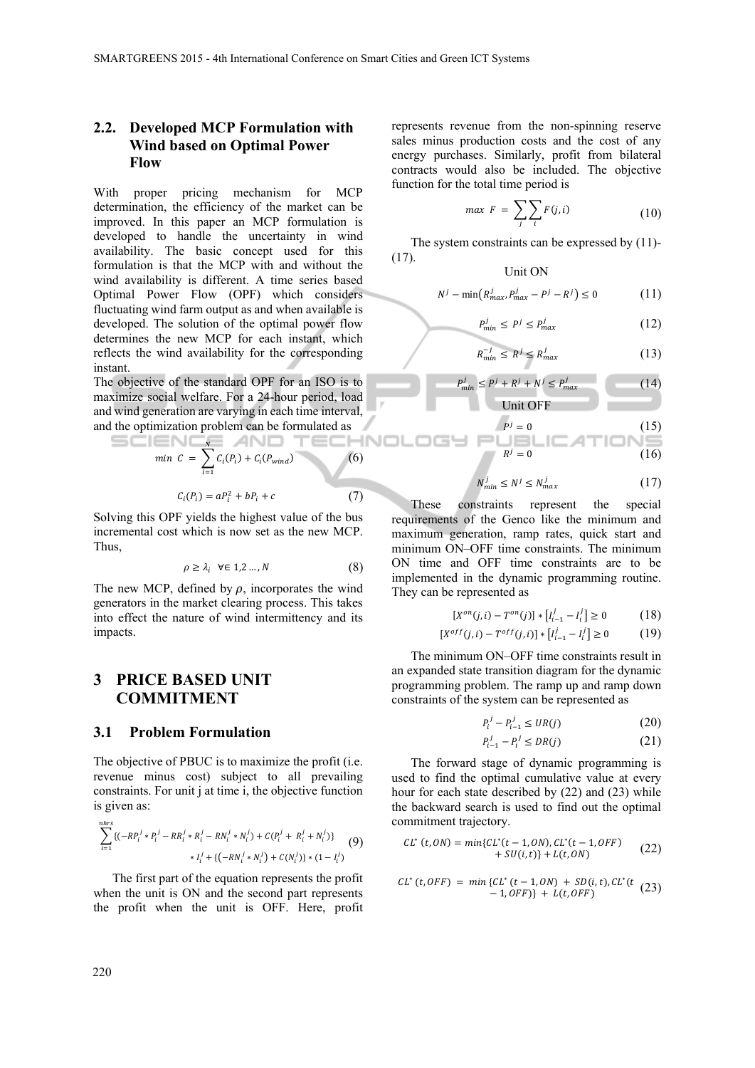### 2.2. Developed MCP Formulation with Wind based on Optimal Power Flow

With proper pricing mechanism for MCP determination, the efficiency of the market can be improved. In this paper an MCP formulation is developed to handle the uncertainty in wind availability. The basic concept used for this formulation is that the MCP with and without the wind availability is different. A time series based Optimal Power Flow (OPF) which considers fluctuating wind farm output as and when available is developed. The solution of the optimal power flow determines the new MCP for each instant, which reflects the wind availability for the corresponding instant.

The objective of the standard OPF for an ISO is to maximize social welfare. For a 24-hour period, load and wind generation are varying in each time interval, and the optimization problem can be formulated as

$$min\ C = \sum_{i=1}^{N} C_i(P_i) + C_i(P_{wind}) \tag{6}$$

$$C_i(P_i) = aP_i^2 + bP_i + c \tag{7}$$

Solving this OPF yields the highest value of the bus incremental cost which is now set as the new MCP. Thus,

$$\rho \geq \lambda_i \quad \forall \in 1,2 \ldots, N \tag{8}$$

The new MCP, defined by $\rho$, incorporates the wind generators in the market clearing process. This takes into effect the nature of wind intermittency and its impacts.

## 3 PRICE BASED UNIT COMMITMENT

### 3.1 Problem Formulation

The objective of PBUC is to maximize the profit (i.e. revenue minus cost) subject to all prevailing constraints. For unit j at time i, the objective function is given as:

$$\sum_{i=1}^{nhrs} \{(-RP_i^j * P_i^j - RR_i^j * R_i^j - RN_i^j * N_i^j) + C(P_i^j + R_i^j + N_i^j)\} * I_i^j + \{(-RN_i^j * N_i^j) + C(N_i^j)\} * (1 - I_i^j) \tag{9}$$

The first part of the equation represents the profit when the unit is ON and the second part represents the profit when the unit is OFF. Here, profit represents revenue from the non-spinning reserve sales minus production costs and the cost of any energy purchases. Similarly, profit from bilateral contracts would also be included. The objective function for the total time period is

$$max\ F = \sum_j \sum_i F(j,i) \tag{10}$$

The system constraints can be expressed by (11)-(17).

Unit ON

$$N^j - \min\left(R_{max}^j, P_{max}^j - P^j - R^j\right) \leq 0 \tag{11}$$

$$P_{min}^j \leq P^j \leq P_{max}^j \tag{12}$$

$$R_{min}^{-j} \leq R^j \leq R_{max}^j \tag{13}$$

$$P_{min}^j \leq P^j + R^j + N^j \leq P_{max}^j \tag{14}$$

Unit OFF

$$P^j = 0 \tag{15}$$

$$R^j = 0 \tag{16}$$

$$N_{min}^j \leq N^j \leq N_{max}^j \tag{17}$$

These constraints represent the special requirements of the Genco like the minimum and maximum generation, ramp rates, quick start and minimum ON–OFF time constraints. The minimum ON time and OFF time constraints are to be implemented in the dynamic programming routine. They can be represented as

$$[X^{on}(j,i) - T^{on}(j)] * \left[I_{i-1}^j - I_i^j\right] \geq 0 \tag{18}$$

$$[X^{off}(j,i) - T^{off}(j,i)] * \left[I_{i-1}^j - I_i^j\right] \geq 0 \tag{19}$$

The minimum ON–OFF time constraints result in an expanded state transition diagram for the dynamic programming problem. The ramp up and ramp down constraints of the system can be represented as

$$P_i^j - P_{i-1}^j \leq UR(j) \tag{20}$$

$$P_{i-1}^j - P_i^j \leq DR(j) \tag{21}$$

The forward stage of dynamic programming is used to find the optimal cumulative value at every hour for each state described by (22) and (23) while the backward search is used to find out the optimal commitment trajectory.

$$CL^*(t,ON) = min\{CL^*(t-1,ON), CL^*(t-1,OFF) + SU(i,t)\} + L(t,ON) \tag{22}$$

$$CL^*(t,OFF) = min\{CL^*(t-1,ON) + SD(i,t), CL^*(t-1,OFF)\} + L(t,OFF) \tag{23}$$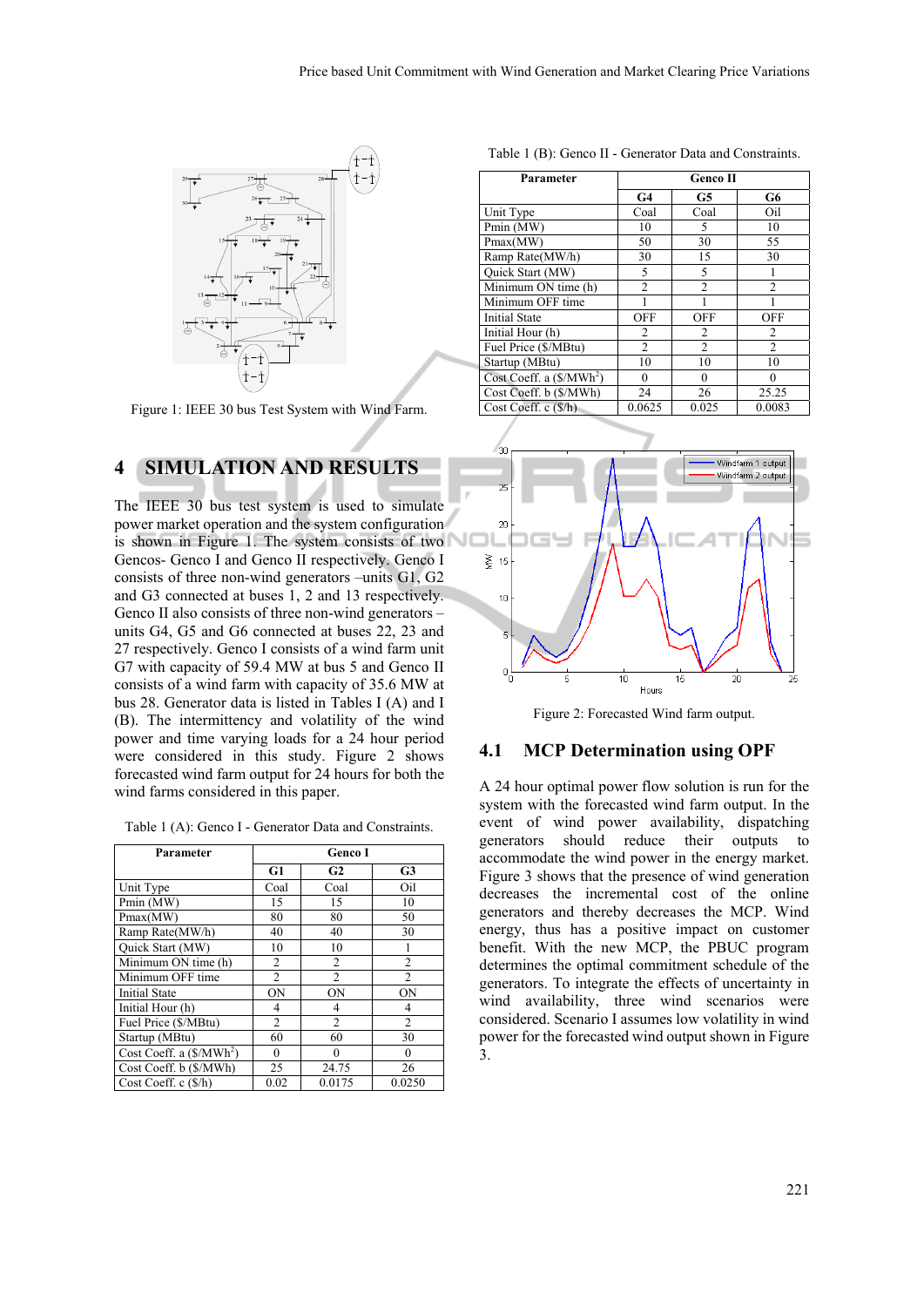Figure 1: IEEE 30 bus Test System with Wind Farm.

## 4 SIMULATION AND RESULTS

The IEEE 30 bus test system is used to simulate power market operation and the system configuration is shown in Figure 1. The system consists of two Gencos- Genco I and Genco II respectively. Genco I consists of three non-wind generators –units G1, G2 and G3 connected at buses 1, 2 and 13 respectively. Genco II also consists of three non-wind generators – units G4, G5 and G6 connected at buses 22, 23 and 27 respectively. Genco I consists of a wind farm unit G7 with capacity of 59.4 MW at bus 5 and Genco II consists of a wind farm with capacity of 35.6 MW at bus 28. Generator data is listed in Tables I (A) and I (B). The intermittency and volatility of the wind power and time varying loads for a 24 hour period were considered in this study. Figure 2 shows forecasted wind farm output for 24 hours for both the wind farms considered in this paper.

Table 1 (A): Genco I - Generator Data and Constraints.

| Parameter | Genco I | | |
|---|---|---|---|
| | G1 | G2 | G3 |
| Unit Type | Coal | Coal | Oil |
| Pmin (MW) | 15 | 15 | 10 |
| Pmax(MW) | 80 | 80 | 50 |
| Ramp Rate(MW/h) | 40 | 40 | 30 |
| Quick Start (MW) | 10 | 10 | 1 |
| Minimum ON time (h) | 2 | 2 | 2 |
| Minimum OFF time | 2 | 2 | 2 |
| Initial State | ON | ON | ON |
| Initial Hour (h) | 4 | 4 | 4 |
| Fuel Price ($/MBtu) | 2 | 2 | 2 |
| Startup (MBtu) | 60 | 60 | 30 |
| Cost Coeff. a ($/MWh$^2$) | 0 | 0 | 0 |
| Cost Coeff. b ($/MWh) | 25 | 24.75 | 26 |
| Cost Coeff. c ($/h) | 0.02 | 0.0175 | 0.0250 |

Table 1 (B): Genco II - Generator Data and Constraints.

| Parameter | Genco II | | |
|---|---|---|---|
| | G4 | G5 | G6 |
| Unit Type | Coal | Coal | Oil |
| Pmin (MW) | 10 | 5 | 10 |
| Pmax(MW) | 50 | 30 | 55 |
| Ramp Rate(MW/h) | 30 | 15 | 30 |
| Quick Start (MW) | 5 | 5 | 1 |
| Minimum ON time (h) | 2 | 2 | 2 |
| Minimum OFF time | 1 | 1 | 1 |
| Initial State | OFF | OFF | OFF |
| Initial Hour (h) | 2 | 2 | 2 |
| Fuel Price ($/MBtu) | 2 | 2 | 2 |
| Startup (MBtu) | 10 | 10 | 10 |
| Cost Coeff. a ($/MWh$^2$) | 0 | 0 | 0 |
| Cost Coeff. b ($/MWh) | 24 | 26 | 25.25 |
| Cost Coeff. c ($/h) | 0.0625 | 0.025 | 0.0083 |

Figure 2: Forecasted Wind farm output.

### 4.1 MCP Determination using OPF

A 24 hour optimal power flow solution is run for the system with the forecasted wind farm output. In the event of wind power availability, dispatching generators should reduce their outputs to accommodate the wind power in the energy market. Figure 3 shows that the presence of wind generation decreases the incremental cost of the online generators and thereby decreases the MCP. Wind energy, thus has a positive impact on customer benefit. With the new MCP, the PBUC program determines the optimal commitment schedule of the generators. To integrate the effects of uncertainty in wind availability, three wind scenarios were considered. Scenario I assumes low volatility in wind power for the forecasted wind output shown in Figure 3.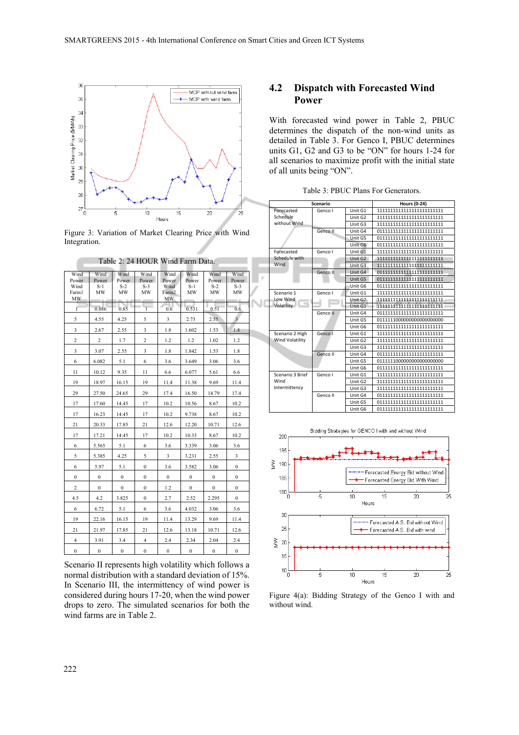Figure 3: Variation of Market Clearing Price with Wind Integration.

Table 2: 24 HOUR Wind Farm Data.

| Wind Power Wind Farm1 MW | Wind Power S-1 MW | Wind Power S-2 MW | Wind Power S-3 MW | Wind Power Wind Farm2 MW | Wind Power S-1 MW | Wind Power S-2 MW | Wind Power S-3 MW |
|---|---|---|---|---|---|---|---|
| 1 | 0.886 | 0.85 | 1 | 0.6 | 0.531 | 0.51 | 0.6 |
| 5 | 4.55 | 4.25 | 5 | 3 | 2.73 | 2.55 | 3 |
| 3 | 2.67 | 2.55 | 3 | 1.8 | 1.602 | 1.53 | 1.8 |
| 2 | 2 | 1.7 | 2 | 1.2 | 1.2 | 1.02 | 1.2 |
| 3 | 3.07 | 2.55 | 3 | 1.8 | 1.842 | 1.53 | 1.8 |
| 6 | 6.082 | 5.1 | 6 | 3.6 | 3.649 | 3.06 | 3.6 |
| 11 | 10.12 | 9.35 | 11 | 6.6 | 6.077 | 5.61 | 6.6 |
| 19 | 18.97 | 16.15 | 19 | 11.4 | 11.38 | 9.69 | 11.4 |
| 29 | 27.50 | 24.65 | 29 | 17.4 | 16.50 | 14.79 | 17.4 |
| 17 | 17.60 | 14.45 | 17 | 10.2 | 10.56 | 8.67 | 10.2 |
| 17 | 16.23 | 14.45 | 17 | 10.2 | 9.738 | 8.67 | 10.2 |
| 21 | 20.33 | 17.85 | 21 | 12.6 | 12.20 | 10.71 | 12.6 |
| 17 | 17.21 | 14.45 | 17 | 10.2 | 10.33 | 8.67 | 10.2 |
| 6 | 5.565 | 5.1 | 6 | 3.6 | 3.339 | 3.06 | 3.6 |
| 5 | 5.385 | 4.25 | 5 | 3 | 3.231 | 2.55 | 3 |
| 6 | 5.97 | 5.1 | 0 | 3.6 | 3.582 | 3.06 | 0 |
| 0 | 0 | 0 | 0 | 0 | 0 | 0 | 0 |
| 2 | 0 | 0 | 0 | 1.2 | 0 | 0 | 0 |
| 4.5 | 4.2 | 3.825 | 0 | 2.7 | 2.52 | 2.295 | 0 |
| 6 | 6.72 | 5.1 | 6 | 3.6 | 4.032 | 3.06 | 3.6 |
| 19 | 22.16 | 16.15 | 19 | 11.4 | 13.29 | 9.69 | 11.4 |
| 21 | 21.97 | 17.85 | 21 | 12.6 | 13.18 | 10.71 | 12.6 |
| 4 | 3.91 | 3.4 | 4 | 2.4 | 2.34 | 2.04 | 2.4 |
| 0 | 0 | 0 | 0 | 0 | 0 | 0 | 0 |

Scenario II represents high volatility which follows a normal distribution with a standard deviation of 15%. In Scenario III, the intermittency of wind power is considered during hours 17-20, when the wind power drops to zero. The simulated scenarios for both the wind farms are in Table 2.

## 4.2 Dispatch with Forecasted Wind Power

With forecasted wind power in Table 2, PBUC determines the dispatch of the non-wind units as detailed in Table 3. For Genco I, PBUC determines units G1, G2 and G3 to be "ON" for hours 1-24 for all scenarios to maximize profit with the initial state of all units being "ON".

Table 3: PBUC Plans For Generators.

| Scenario | | | Hours (0-24) |
|---|---|---|---|
| Forecasted Schedule without Wind | Genco I | Unit G1 | 111111111111111111111111 |
| | | Unit G2 | 111111111111111111111111 |
| | | Unit G3 | 111111111111111111111111 |
| | Genco II | Unit G4 | 011111111111111111111111 |
| | | Unit G5 | 011111111111111111111111 |
| | | Unit G6 | 011111111111111111111111 |
| Forecasted Schedule with Wind | Genco I | Unit G1 | 111111111111111111111111 |
| | | Unit G2 | 111111111111111111111111 |
| | | Unit G3 | 111111111111111111111111 |
| | Genco II | Unit G4 | 011111111111111111111111 |
| | | Unit G5 | 011111111111111111111111 |
| | | Unit G6 | 011111111111111111111111 |
| Scenario 1 Low Wind Volatility | Genco I | Unit G1 | 111111111111111111111111 |
| | | Unit G2 | 111111111111111111111111 |
| | | Unit G3 | 111111111111111111111111 |
| | Genco II | Unit G4 | 011111111111111111111111 |
| | | Unit G5 | 011111000000000000000000 |
| | | Unit G6 | 011111111111111111111111 |
| Scenario 2 High Wind Volatility | Genco I | Unit G1 | 111111111111111111111111 |
| | | Unit G2 | 111111111111111111111111 |
| | | Unit G3 | 111111111111111111111111 |
| | Genco II | Unit G4 | 011111111111111111111111 |
| | | Unit G5 | 011111000000000000000000 |
| | | Unit G6 | 011111111111111111111111 |
| Scenario 3 Brief Wind Intermittency | Genco I | Unit G1 | 111111111111111111111111 |
| | | Unit G2 | 111111111111111111111111 |
| | | Unit G3 | 111111111111111111111111 |
| | Genco II | Unit G4 | 011111111111111111111111 |
| | | Unit G5 | 011111111111111111111111 |
| | | Unit G6 | 011111111111111111111111 |

Figure 4(a): Bidding Strategy of the Genco I with and without wind.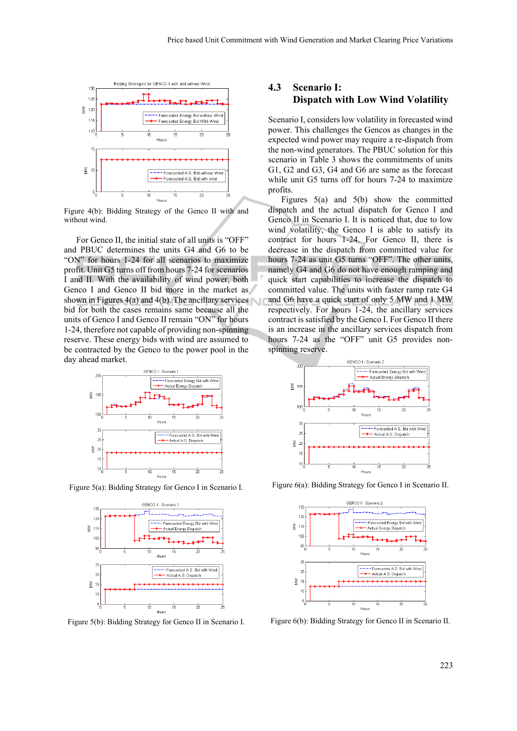Figure 4(b): Bidding Strategy of the Genco II with and without wind.

For Genco II, the initial state of all units is "OFF" and PBUC determines the units G4 and G6 to be "ON" for hours 1-24 for all scenarios to maximize profit. Unit G5 turns off from hours 7-24 for scenarios I and II. With the availability of wind power, both Genco I and Genco II bid more in the market as shown in Figures 4(a) and 4(b). The ancillary services bid for both the cases remains same because all the units of Genco I and Genco II remain "ON" for hours 1-24, therefore not capable of providing non-spinning reserve. These energy bids with wind are assumed to be contracted by the Genco to the power pool in the day ahead market.

Figure 5(a): Bidding Strategy for Genco I in Scenario I.

Figure 5(b): Bidding Strategy for Genco II in Scenario I.

## 4.3 Scenario I: Dispatch with Low Wind Volatility

Scenario I, considers low volatility in forecasted wind power. This challenges the Gencos as changes in the expected wind power may require a re-dispatch from the non-wind generators. The PBUC solution for this scenario in Table 3 shows the commitments of units G1, G2 and G3, G4 and G6 are same as the forecast while unit G5 turns off for hours 7-24 to maximize profits.

Figures 5(a) and 5(b) show the committed dispatch and the actual dispatch for Genco I and Genco II in Scenario I. It is noticed that, due to low wind volatility, the Genco I is able to satisfy its contract for hours 1-24. For Genco II, there is decrease in the dispatch from committed value for hours 7-24 as unit G5 turns "OFF". The other units, namely G4 and G6 do not have enough ramping and quick start capabilities to increase the dispatch to committed value. The units with faster ramp rate G4 and G6 have a quick start of only 5 MW and 1 MW respectively. For hours 1-24, the ancillary services contract is satisfied by the Genco I. For Genco II there is an increase in the ancillary services dispatch from hours 7-24 as the "OFF" unit G5 provides non-spinning reserve.

Figure 6(a): Bidding Strategy for Genco I in Scenario II.

Figure 6(b): Bidding Strategy for Genco II in Scenario II.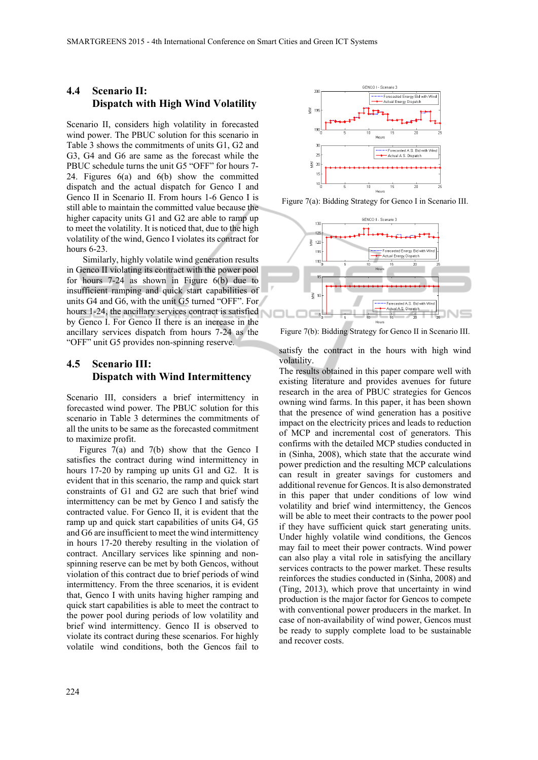### 4.4 Scenario II: Dispatch with High Wind Volatility

Scenario II, considers high volatility in forecasted wind power. The PBUC solution for this scenario in Table 3 shows the commitments of units G1, G2 and G3, G4 and G6 are same as the forecast while the PBUC schedule turns the unit G5 "OFF" for hours 7-24. Figures 6(a) and 6(b) show the committed dispatch and the actual dispatch for Genco I and Genco II in Scenario II. From hours 1-6 Genco I is still able to maintain the committed value because the higher capacity units G1 and G2 are able to ramp up to meet the volatility. It is noticed that, due to the high volatility of the wind, Genco I violates its contract for hours 6-23.

Similarly, highly volatile wind generation results in Genco II violating its contract with the power pool for hours 7-24 as shown in Figure 6(b) due to insufficient ramping and quick start capabilities of units G4 and G6, with the unit G5 turned "OFF". For hours 1-24, the ancillary services contract is satisfied by Genco I. For Genco II there is an increase in the ancillary services dispatch from hours 7-24 as the "OFF" unit G5 provides non-spinning reserve.

### 4.5 Scenario III: Dispatch with Wind Intermittency

Scenario III, considers a brief intermittency in forecasted wind power. The PBUC solution for this scenario in Table 3 determines the commitments of all the units to be same as the forecasted commitment to maximize profit.

Figures 7(a) and 7(b) show that the Genco I satisfies the contract during wind intermittency in hours 17-20 by ramping up units G1 and G2. It is evident that in this scenario, the ramp and quick start constraints of G1 and G2 are such that brief wind intermittency can be met by Genco I and satisfy the contracted value. For Genco II, it is evident that the ramp up and quick start capabilities of units G4, G5 and G6 are insufficient to meet the wind intermittency in hours 17-20 thereby resulting in the violation of contract. Ancillary services like spinning and non-spinning reserve can be met by both Gencos, without violation of this contract due to brief periods of wind intermittency. From the three scenarios, it is evident that, Genco I with units having higher ramping and quick start capabilities is able to meet the contract to the power pool during periods of low volatility and brief wind intermittency. Genco II is observed to violate its contract during these scenarios. For highly volatile wind conditions, both the Gencos fail to satisfy the contract in the hours with high wind volatility.

Figure 7(a): Bidding Strategy for Genco I in Scenario III.

Figure 7(b): Bidding Strategy for Genco II in Scenario III.

The results obtained in this paper compare well with existing literature and provides avenues for future research in the area of PBUC strategies for Gencos owning wind farms. In this paper, it has been shown that the presence of wind generation has a positive impact on the electricity prices and leads to reduction of MCP and incremental cost of generators. This confirms with the detailed MCP studies conducted in (Sinha, 2008), which state that the accurate wind power prediction and the resulting MCP calculations can result in greater savings for customers and additional revenue for Gencos. It is also demonstrated in this paper that under conditions of low wind volatility and brief wind intermittency, the Gencos will be able to meet their contracts to the power pool if they have sufficient quick start generating units. Under highly volatile wind conditions, the Gencos may fail to meet their power contracts. Wind power can also play a vital role in satisfying the ancillary services contracts to the power market. These results reinforces the studies conducted in (Sinha, 2008) and (Ting, 2013), which prove that uncertainty in wind production is the major factor for Gencos to compete with conventional power producers in the market. In case of non-availability of wind power, Gencos must be ready to supply complete load to be sustainable and recover costs.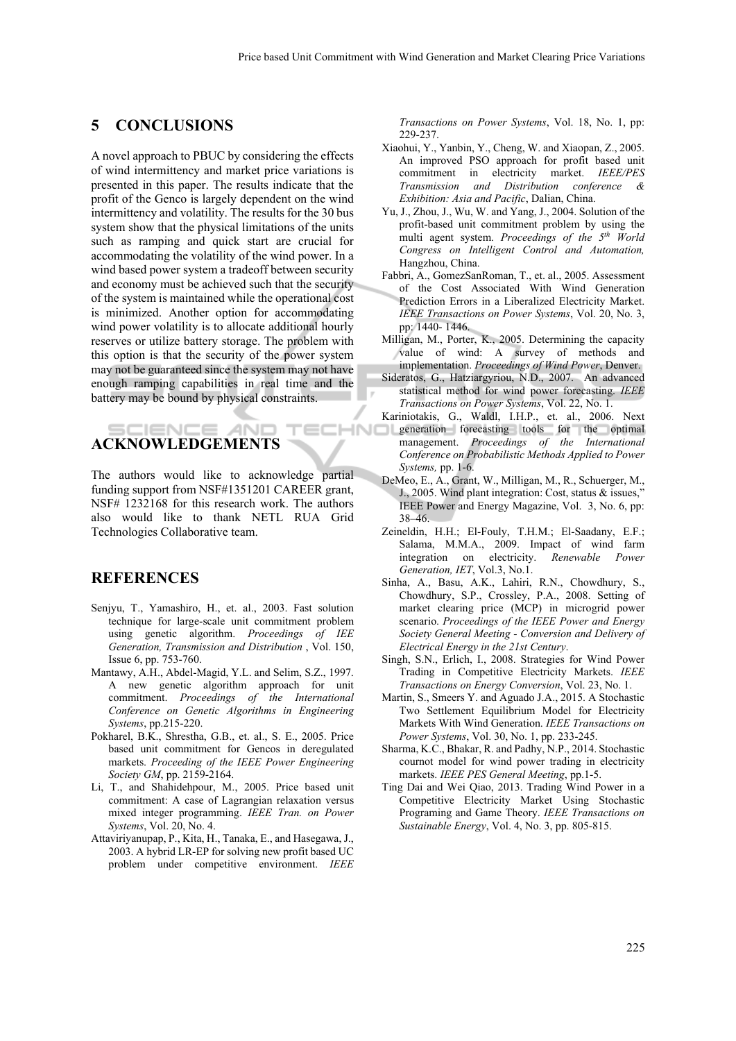## 5 CONCLUSIONS

A novel approach to PBUC by considering the effects of wind intermittency and market price variations is presented in this paper. The results indicate that the profit of the Genco is largely dependent on the wind intermittency and volatility. The results for the 30 bus system show that the physical limitations of the units such as ramping and quick start are crucial for accommodating the volatility of the wind power. In a wind based power system a tradeoff between security and economy must be achieved such that the security of the system is maintained while the operational cost is minimized. Another option for accommodating wind power volatility is to allocate additional hourly reserves or utilize battery storage. The problem with this option is that the security of the power system may not be guaranteed since the system may not have enough ramping capabilities in real time and the battery may be bound by physical constraints.

## ACKNOWLEDGEMENTS

The authors would like to acknowledge partial funding support from NSF#1351201 CAREER grant, NSF# 1232168 for this research work. The authors also would like to thank NETL RUA Grid Technologies Collaborative team.

## REFERENCES

Senjyu, T., Yamashiro, H., et. al., 2003. Fast solution technique for large-scale unit commitment problem using genetic algorithm. *Proceedings of IEE Generation, Transmission and Distribution* , Vol. 150, Issue 6, pp. 753-760.

Mantawy, A.H., Abdel-Magid, Y.L. and Selim, S.Z., 1997. A new genetic algorithm approach for unit commitment. *Proceedings of the International Conference on Genetic Algorithms in Engineering Systems*, pp.215-220.

Pokharel, B.K., Shrestha, G.B., et. al., S. E., 2005. Price based unit commitment for Gencos in deregulated markets. *Proceeding of the IEEE Power Engineering Society GM*, pp. 2159-2164.

Li, T., and Shahidehpour, M., 2005. Price based unit commitment: A case of Lagrangian relaxation versus mixed integer programming. *IEEE Tran. on Power Systems*, Vol. 20, No. 4.

Attaviriyanupap, P., Kita, H., Tanaka, E., and Hasegawa, J., 2003. A hybrid LR-EP for solving new profit based UC problem under competitive environment. *IEEE Transactions on Power Systems*, Vol. 18, No. 1, pp: 229-237.

Xiaohui, Y., Yanbin, Y., Cheng, W. and Xiaopan, Z., 2005. An improved PSO approach for profit based unit commitment in electricity market. *IEEE/PES Transmission and Distribution conference & Exhibition: Asia and Pacific*, Dalian, China.

Yu, J., Zhou, J., Wu, W. and Yang, J., 2004. Solution of the profit-based unit commitment problem by using the multi agent system. *Proceedings of the 5th World Congress on Intelligent Control and Automation,* Hangzhou, China.

Fabbri, A., GomezSanRoman, T., et. al., 2005. Assessment of the Cost Associated With Wind Generation Prediction Errors in a Liberalized Electricity Market. *IEEE Transactions on Power Systems*, Vol. 20, No. 3, pp: 1440- 1446.

Milligan, M., Porter, K., 2005. Determining the capacity value of wind: A survey of methods and implementation. *Proceedings of Wind Power*, Denver.

Sideratos, G., Hatziargyriou, N.D., 2007. An advanced statistical method for wind power forecasting. *IEEE Transactions on Power Systems*, Vol. 22, No. 1.

Kariniotakis, G., Waldl, I.H.P., et. al., 2006. Next generation forecasting tools for the optimal management. *Proceedings of the International Conference on Probabilistic Methods Applied to Power Systems,* pp. 1-6.

DeMeo, E., A., Grant, W., Milligan, M., R., Schuerger, M., J., 2005. Wind plant integration: Cost, status & issues," IEEE Power and Energy Magazine, Vol. 3, No. 6, pp: 38–46.

Zeineldin, H.H.; El-Fouly, T.H.M.; El-Saadany, E.F.; Salama, M.M.A., 2009. Impact of wind farm integration on electricity. *Renewable Power Generation, IET*, Vol.3, No.1.

Sinha, A., Basu, A.K., Lahiri, R.N., Chowdhury, S., Chowdhury, S.P., Crossley, P.A., 2008. Setting of market clearing price (MCP) in microgrid power scenario. *Proceedings of the IEEE Power and Energy Society General Meeting - Conversion and Delivery of Electrical Energy in the 21st Century*.

Singh, S.N., Erlich, I., 2008. Strategies for Wind Power Trading in Competitive Electricity Markets. *IEEE Transactions on Energy Conversion*, Vol. 23, No. 1.

Martin, S., Smeers Y. and Aguado J.A., 2015. A Stochastic Two Settlement Equilibrium Model for Electricity Markets With Wind Generation. *IEEE Transactions on Power Systems*, Vol. 30, No. 1, pp. 233-245.

Sharma, K.C., Bhakar, R. and Padhy, N.P., 2014. Stochastic cournot model for wind power trading in electricity markets. *IEEE PES General Meeting*, pp.1-5.

Ting Dai and Wei Qiao, 2013. Trading Wind Power in a Competitive Electricity Market Using Stochastic Programing and Game Theory. *IEEE Transactions on Sustainable Energy*, Vol. 4, No. 3, pp. 805-815.